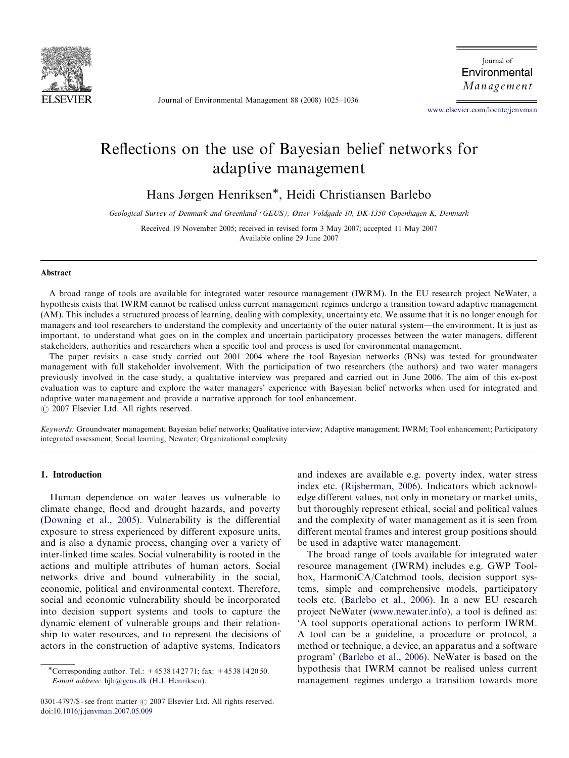# Reflections on the use of Bayesian belief networks for adaptive management

Hans Jørgen Henriksen*, Heidi Christiansen Barlebo

*Geological Survey of Denmark and Greenland (GEUS), Øster Voldgade 10, DK-1350 Copenhagen K, Denmark*

Received 19 November 2005; received in revised form 3 May 2007; accepted 11 May 2007
Available online 29 June 2007

## Abstract

A broad range of tools are available for integrated water resource management (IWRM). In the EU research project NeWater, a hypothesis exists that IWRM cannot be realised unless current management regimes undergo a transition toward adaptive management (AM). This includes a structured process of learning, dealing with complexity, uncertainty etc. We assume that it is no longer enough for managers and tool researchers to understand the complexity and uncertainty of the outer natural system—the environment. It is just as important, to understand what goes on in the complex and uncertain participatory processes between the water managers, different stakeholders, authorities and researchers when a specific tool and process is used for environmental management.

The paper revisits a case study carried out 2001–2004 where the tool Bayesian networks (BNs) was tested for groundwater management with full stakeholder involvement. With the participation of two researchers (the authors) and two water managers previously involved in the case study, a qualitative interview was prepared and carried out in June 2006. The aim of this ex-post evaluation was to capture and explore the water managers' experience with Bayesian belief networks when used for integrated and adaptive water management and provide a narrative approach for tool enhancement.

© 2007 Elsevier Ltd. All rights reserved.

*Keywords:* Groundwater management; Bayesian belief networks; Qualitative interview; Adaptive management; IWRM; Tool enhancement; Participatory integrated assessment; Social learning; Newater; Organizational complexity

## 1. Introduction

Human dependence on water leaves us vulnerable to climate change, flood and drought hazards, and poverty (Downing et al., 2005). Vulnerability is the differential exposure to stress experienced by different exposure units, and is also a dynamic process, changing over a variety of inter-linked time scales. Social vulnerability is rooted in the actions and multiple attributes of human actors. Social networks drive and bound vulnerability in the social, economic, political and environmental context. Therefore, social and economic vulnerability should be incorporated into decision support systems and tools to capture the dynamic element of vulnerable groups and their relationship to water resources, and to represent the decisions of actors in the construction of adaptive systems. Indicators and indexes are available e.g. poverty index, water stress index etc. (Rijsberman, 2006). Indicators which acknowledge different values, not only in monetary or market units, but thoroughly represent ethical, social and political values and the complexity of water management as it is seen from different mental frames and interest group positions should be used in adaptive water management.

The broad range of tools available for integrated water resource management (IWRM) includes e.g. GWP Toolbox, HarmoniCA/Catchmod tools, decision support systems, simple and comprehensive models, participatory tools etc. (Barlebo et al., 2006). In a new EU research project NeWater (www.newater.info), a tool is defined as: 'A tool supports operational actions to perform IWRM. A tool can be a guideline, a procedure or protocol, a method or technique, a device, an apparatus and a software program' (Barlebo et al., 2006). NeWater is based on the hypothesis that IWRM cannot be realised unless current management regimes undergo a transition towards more

*Corresponding author. Tel.: +45 38 14 27 71; fax: +45 38 14 20 50.
*E-mail address:* hjh@geus.dk (H.J. Henriksen).

0301-4797/$ - see front matter © 2007 Elsevier Ltd. All rights reserved.
doi:10.1016/j.jenvman.2007.05.009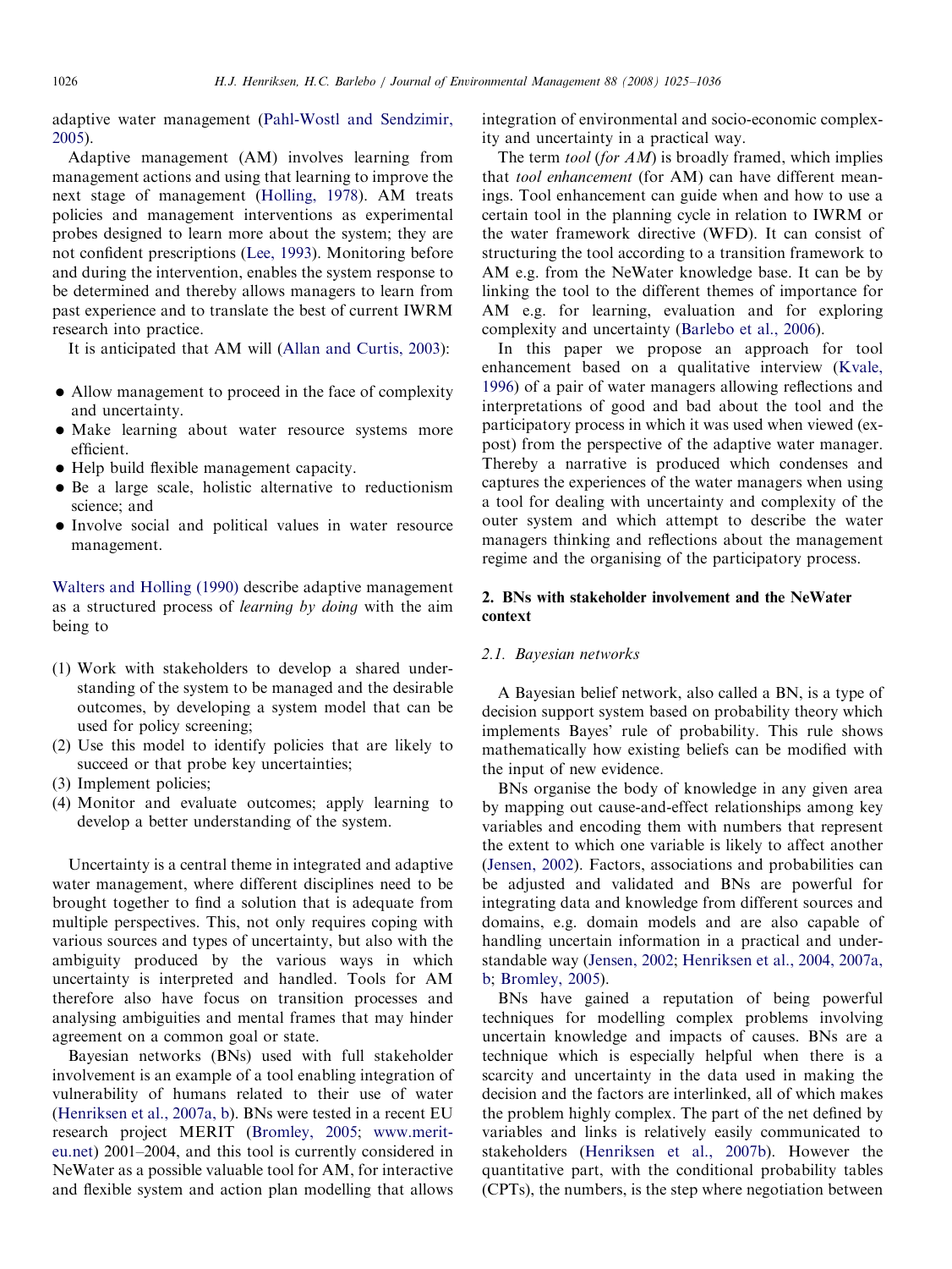adaptive water management (Pahl-Wostl and Sendzimir, 2005).

Adaptive management (AM) involves learning from management actions and using that learning to improve the next stage of management (Holling, 1978). AM treats policies and management interventions as experimental probes designed to learn more about the system; they are not confident prescriptions (Lee, 1993). Monitoring before and during the intervention, enables the system response to be determined and thereby allows managers to learn from past experience and to translate the best of current IWRM research into practice.

It is anticipated that AM will (Allan and Curtis, 2003):

- Allow management to proceed in the face of complexity and uncertainty.
- Make learning about water resource systems more efficient.
- Help build flexible management capacity.
- Be a large scale, holistic alternative to reductionism science; and
- Involve social and political values in water resource management.

Walters and Holling (1990) describe adaptive management as a structured process of *learning by doing* with the aim being to

1. Work with stakeholders to develop a shared understanding of the system to be managed and the desirable outcomes, by developing a system model that can be used for policy screening;
2. Use this model to identify policies that are likely to succeed or that probe key uncertainties;
3. Implement policies;
4. Monitor and evaluate outcomes; apply learning to develop a better understanding of the system.

Uncertainty is a central theme in integrated and adaptive water management, where different disciplines need to be brought together to find a solution that is adequate from multiple perspectives. This, not only requires coping with various sources and types of uncertainty, but also with the ambiguity produced by the various ways in which uncertainty is interpreted and handled. Tools for AM therefore also have focus on transition processes and analysing ambiguities and mental frames that may hinder agreement on a common goal or state.

Bayesian networks (BNs) used with full stakeholder involvement is an example of a tool enabling integration of vulnerability of humans related to their use of water (Henriksen et al., 2007a, b). BNs were tested in a recent EU research project MERIT (Bromley, 2005; www.merit-eu.net) 2001–2004, and this tool is currently considered in NeWater as a possible valuable tool for AM, for interactive and flexible system and action plan modelling that allows integration of environmental and socio-economic complexity and uncertainty in a practical way.

The term *tool* (*for AM*) is broadly framed, which implies that *tool enhancement* (for AM) can have different meanings. Tool enhancement can guide when and how to use a certain tool in the planning cycle in relation to IWRM or the water framework directive (WFD). It can consist of structuring the tool according to a transition framework to AM e.g. from the NeWater knowledge base. It can be by linking the tool to the different themes of importance for AM e.g. for learning, evaluation and for exploring complexity and uncertainty (Barlebo et al., 2006).

In this paper we propose an approach for tool enhancement based on a qualitative interview (Kvale, 1996) of a pair of water managers allowing reflections and interpretations of good and bad about the tool and the participatory process in which it was used when viewed (ex-post) from the perspective of the adaptive water manager. Thereby a narrative is produced which condenses and captures the experiences of the water managers when using a tool for dealing with uncertainty and complexity of the outer system and which attempt to describe the water managers thinking and reflections about the management regime and the organising of the participatory process.

## 2. BNs with stakeholder involvement and the NeWater context

### 2.1. Bayesian networks

A Bayesian belief network, also called a BN, is a type of decision support system based on probability theory which implements Bayes' rule of probability. This rule shows mathematically how existing beliefs can be modified with the input of new evidence.

BNs organise the body of knowledge in any given area by mapping out cause-and-effect relationships among key variables and encoding them with numbers that represent the extent to which one variable is likely to affect another (Jensen, 2002). Factors, associations and probabilities can be adjusted and validated and BNs are powerful for integrating data and knowledge from different sources and domains, e.g. domain models and are also capable of handling uncertain information in a practical and understandable way (Jensen, 2002; Henriksen et al., 2004, 2007a, b; Bromley, 2005).

BNs have gained a reputation of being powerful techniques for modelling complex problems involving uncertain knowledge and impacts of causes. BNs are a technique which is especially helpful when there is a scarcity and uncertainty in the data used in making the decision and the factors are interlinked, all of which makes the problem highly complex. The part of the net defined by variables and links is relatively easily communicated to stakeholders (Henriksen et al., 2007b). However the quantitative part, with the conditional probability tables (CPTs), the numbers, is the step where negotiation between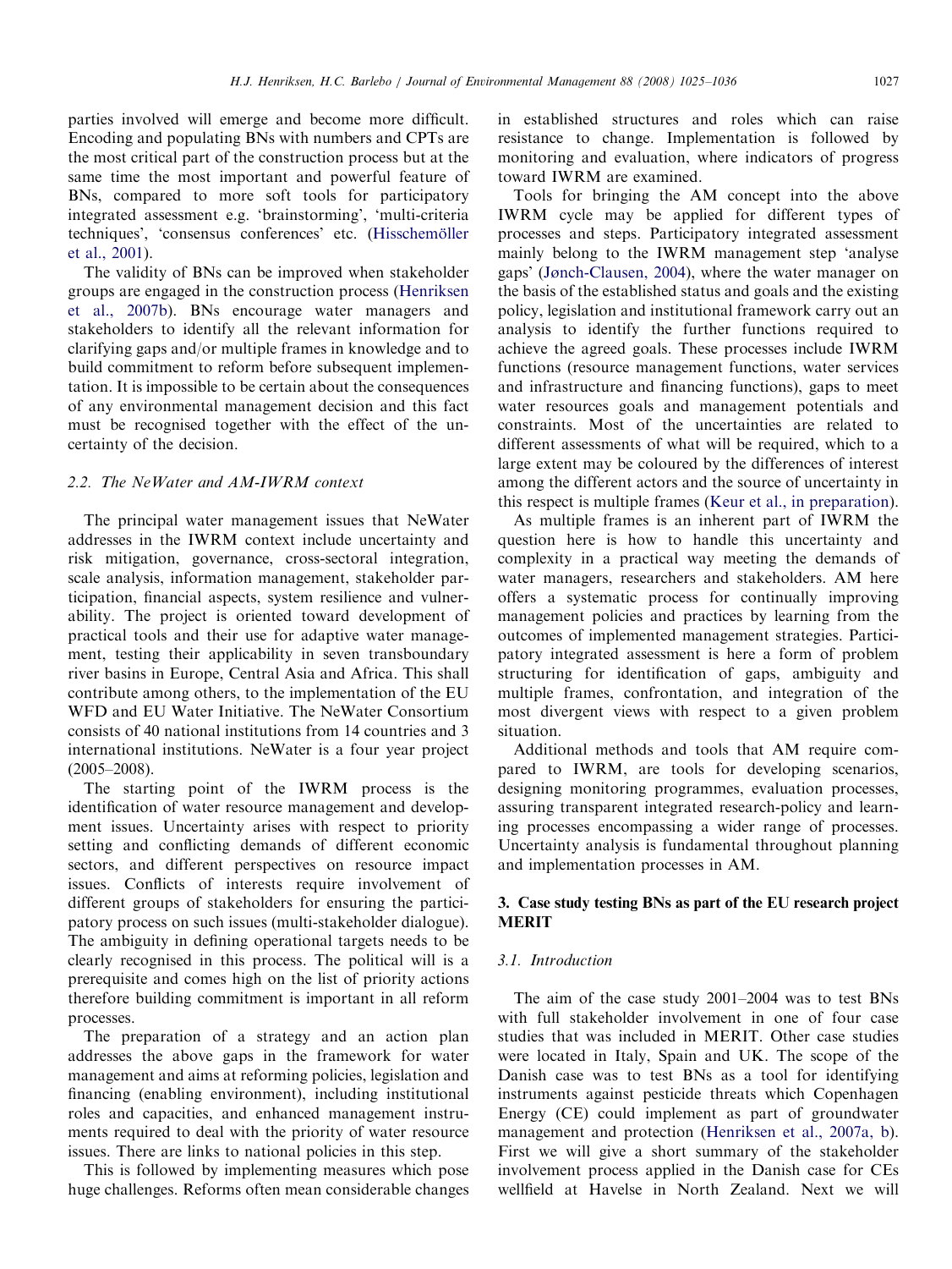parties involved will emerge and become more difficult. Encoding and populating BNs with numbers and CPTs are the most critical part of the construction process but at the same time the most important and powerful feature of BNs, compared to more soft tools for participatory integrated assessment e.g. 'brainstorming', 'multi-criteria techniques', 'consensus conferences' etc. (Hisschemöller et al., 2001).

The validity of BNs can be improved when stakeholder groups are engaged in the construction process (Henriksen et al., 2007b). BNs encourage water managers and stakeholders to identify all the relevant information for clarifying gaps and/or multiple frames in knowledge and to build commitment to reform before subsequent implementation. It is impossible to be certain about the consequences of any environmental management decision and this fact must be recognised together with the effect of the uncertainty of the decision.

### 2.2. The NeWater and AM-IWRM context

The principal water management issues that NeWater addresses in the IWRM context include uncertainty and risk mitigation, governance, cross-sectoral integration, scale analysis, information management, stakeholder participation, financial aspects, system resilience and vulnerability. The project is oriented toward development of practical tools and their use for adaptive water management, testing their applicability in seven transboundary river basins in Europe, Central Asia and Africa. This shall contribute among others, to the implementation of the EU WFD and EU Water Initiative. The NeWater Consortium consists of 40 national institutions from 14 countries and 3 international institutions. NeWater is a four year project (2005–2008).

The starting point of the IWRM process is the identification of water resource management and development issues. Uncertainty arises with respect to priority setting and conflicting demands of different economic sectors, and different perspectives on resource impact issues. Conflicts of interests require involvement of different groups of stakeholders for ensuring the participatory process on such issues (multi-stakeholder dialogue). The ambiguity in defining operational targets needs to be clearly recognised in this process. The political will is a prerequisite and comes high on the list of priority actions therefore building commitment is important in all reform processes.

The preparation of a strategy and an action plan addresses the above gaps in the framework for water management and aims at reforming policies, legislation and financing (enabling environment), including institutional roles and capacities, and enhanced management instruments required to deal with the priority of water resource issues. There are links to national policies in this step.

This is followed by implementing measures which pose huge challenges. Reforms often mean considerable changes in established structures and roles which can raise resistance to change. Implementation is followed by monitoring and evaluation, where indicators of progress toward IWRM are examined.

Tools for bringing the AM concept into the above IWRM cycle may be applied for different types of processes and steps. Participatory integrated assessment mainly belong to the IWRM management step 'analyse gaps' (Jønch-Clausen, 2004), where the water manager on the basis of the established status and goals and the existing policy, legislation and institutional framework carry out an analysis to identify the further functions required to achieve the agreed goals. These processes include IWRM functions (resource management functions, water services and infrastructure and financing functions), gaps to meet water resources goals and management potentials and constraints. Most of the uncertainties are related to different assessments of what will be required, which to a large extent may be coloured by the differences of interest among the different actors and the source of uncertainty in this respect is multiple frames (Keur et al., in preparation).

As multiple frames is an inherent part of IWRM the question here is how to handle this uncertainty and complexity in a practical way meeting the demands of water managers, researchers and stakeholders. AM here offers a systematic process for continually improving management policies and practices by learning from the outcomes of implemented management strategies. Participatory integrated assessment is here a form of problem structuring for identification of gaps, ambiguity and multiple frames, confrontation, and integration of the most divergent views with respect to a given problem situation.

Additional methods and tools that AM require compared to IWRM, are tools for developing scenarios, designing monitoring programmes, evaluation processes, assuring transparent integrated research-policy and learning processes encompassing a wider range of processes. Uncertainty analysis is fundamental throughout planning and implementation processes in AM.

## 3. Case study testing BNs as part of the EU research project MERIT

### 3.1. Introduction

The aim of the case study 2001–2004 was to test BNs with full stakeholder involvement in one of four case studies that was included in MERIT. Other case studies were located in Italy, Spain and UK. The scope of the Danish case was to test BNs as a tool for identifying instruments against pesticide threats which Copenhagen Energy (CE) could implement as part of groundwater management and protection (Henriksen et al., 2007a, b). First we will give a short summary of the stakeholder involvement process applied in the Danish case for CEs wellfield at Havelse in North Zealand. Next we will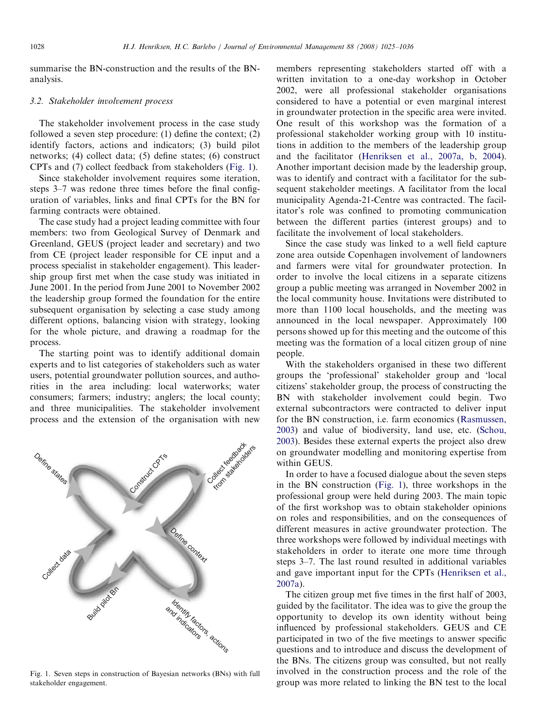summarise the BN-construction and the results of the BN-analysis.

### 3.2. Stakeholder involvement process

The stakeholder involvement process in the case study followed a seven step procedure: (1) define the context; (2) identify factors, actions and indicators; (3) build pilot networks; (4) collect data; (5) define states; (6) construct CPTs and (7) collect feedback from stakeholders (Fig. 1).

Since stakeholder involvement requires some iteration, steps 3–7 was redone three times before the final configuration of variables, links and final CPTs for the BN for farming contracts were obtained.

The case study had a project leading committee with four members: two from Geological Survey of Denmark and Greenland, GEUS (project leader and secretary) and two from CE (project leader responsible for CE input and a process specialist in stakeholder engagement). This leadership group first met when the case study was initiated in June 2001. In the period from June 2001 to November 2002 the leadership group formed the foundation for the entire subsequent organisation by selecting a case study among different options, balancing vision with strategy, looking for the whole picture, and drawing a roadmap for the process.

The starting point was to identify additional domain experts and to list categories of stakeholders such as water users, potential groundwater pollution sources, and authorities in the area including: local waterworks; water consumers; farmers; industry; anglers; the local county; and three municipalities. The stakeholder involvement process and the extension of the organisation with new

Fig. 1. Seven steps in construction of Bayesian networks (BNs) with full stakeholder engagement.

members representing stakeholders started off with a written invitation to a one-day workshop in October 2002, were all professional stakeholder organisations considered to have a potential or even marginal interest in groundwater protection in the specific area were invited. One result of this workshop was the formation of a professional stakeholder working group with 10 institutions in addition to the members of the leadership group and the facilitator (Henriksen et al., 2007a, b, 2004). Another important decision made by the leadership group, was to identify and contract with a facilitator for the subsequent stakeholder meetings. A facilitator from the local municipality Agenda-21-Centre was contracted. The facilitator's role was confined to promoting communication between the different parties (interest groups) and to facilitate the involvement of local stakeholders.

Since the case study was linked to a well field capture zone area outside Copenhagen involvement of landowners and farmers were vital for groundwater protection. In order to involve the local citizens in a separate citizens group a public meeting was arranged in November 2002 in the local community house. Invitations were distributed to more than 1100 local households, and the meeting was announced in the local newspaper. Approximately 100 persons showed up for this meeting and the outcome of this meeting was the formation of a local citizen group of nine people.

With the stakeholders organised in these two different groups the 'professional' stakeholder group and 'local citizens' stakeholder group, the process of constructing the BN with stakeholder involvement could begin. Two external subcontractors were contracted to deliver input for the BN construction, i.e. farm economics (Rasmussen, 2003) and value of biodiversity, land use, etc. (Schou, 2003). Besides these external experts the project also drew on groundwater modelling and monitoring expertise from within GEUS.

In order to have a focused dialogue about the seven steps in the BN construction (Fig. 1), three workshops in the professional group were held during 2003. The main topic of the first workshop was to obtain stakeholder opinions on roles and responsibilities, and on the consequences of different measures in active groundwater protection. The three workshops were followed by individual meetings with stakeholders in order to iterate one more time through steps 3–7. The last round resulted in additional variables and gave important input for the CPTs (Henriksen et al., 2007a).

The citizen group met five times in the first half of 2003, guided by the facilitator. The idea was to give the group the opportunity to develop its own identity without being influenced by professional stakeholders. GEUS and CE participated in two of the five meetings to answer specific questions and to introduce and discuss the development of the BNs. The citizens group was consulted, but not really involved in the construction process and the role of the group was more related to linking the BN test to the local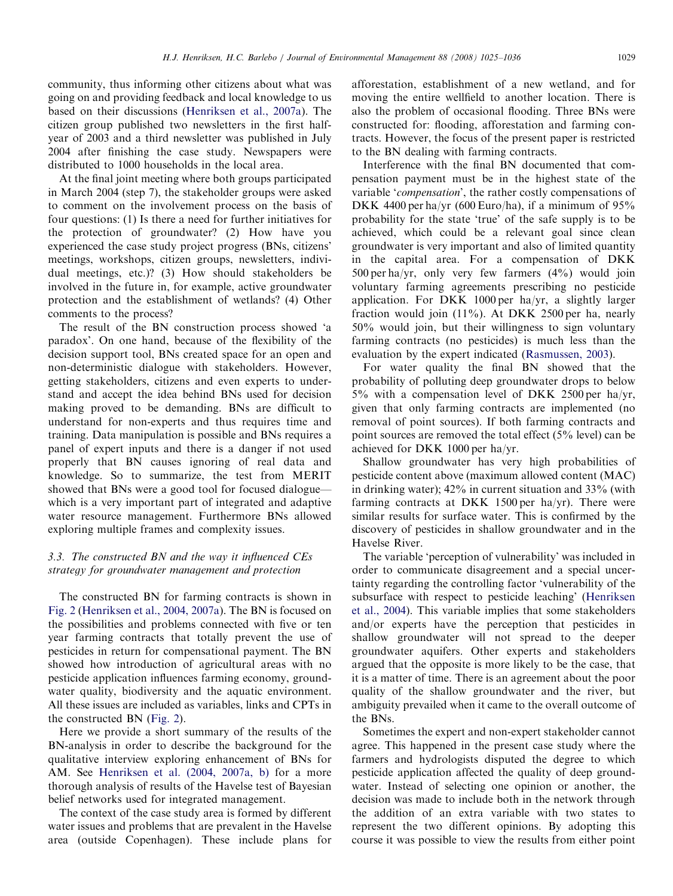community, thus informing other citizens about what was going on and providing feedback and local knowledge to us based on their discussions (Henriksen et al., 2007a). The citizen group published two newsletters in the first half-year of 2003 and a third newsletter was published in July 2004 after finishing the case study. Newspapers were distributed to 1000 households in the local area.

At the final joint meeting where both groups participated in March 2004 (step 7), the stakeholder groups were asked to comment on the involvement process on the basis of four questions: (1) Is there a need for further initiatives for the protection of groundwater? (2) How have you experienced the case study project progress (BNs, citizens' meetings, workshops, citizen groups, newsletters, individual meetings, etc.)? (3) How should stakeholders be involved in the future in, for example, active groundwater protection and the establishment of wetlands? (4) Other comments to the process?

The result of the BN construction process showed 'a paradox'. On one hand, because of the flexibility of the decision support tool, BNs created space for an open and non-deterministic dialogue with stakeholders. However, getting stakeholders, citizens and even experts to understand and accept the idea behind BNs used for decision making proved to be demanding. BNs are difficult to understand for non-experts and thus requires time and training. Data manipulation is possible and BNs requires a panel of expert inputs and there is a danger if not used properly that BN causes ignoring of real data and knowledge. So to summarize, the test from MERIT showed that BNs were a good tool for focused dialogue—which is a very important part of integrated and adaptive water resource management. Furthermore BNs allowed exploring multiple frames and complexity issues.

### 3.3. The constructed BN and the way it influenced CEs strategy for groundwater management and protection

The constructed BN for farming contracts is shown in Fig. 2 (Henriksen et al., 2004, 2007a). The BN is focused on the possibilities and problems connected with five or ten year farming contracts that totally prevent the use of pesticides in return for compensational payment. The BN showed how introduction of agricultural areas with no pesticide application influences farming economy, groundwater quality, biodiversity and the aquatic environment. All these issues are included as variables, links and CPTs in the constructed BN (Fig. 2).

Here we provide a short summary of the results of the BN-analysis in order to describe the background for the qualitative interview exploring enhancement of BNs for AM. See Henriksen et al. (2004, 2007a, b) for a more thorough analysis of results of the Havelse test of Bayesian belief networks used for integrated management.

The context of the case study area is formed by different water issues and problems that are prevalent in the Havelse area (outside Copenhagen). These include plans for afforestation, establishment of a new wetland, and for moving the entire wellfield to another location. There is also the problem of occasional flooding. Three BNs were constructed for: flooding, afforestation and farming contracts. However, the focus of the present paper is restricted to the BN dealing with farming contracts.

Interference with the final BN documented that compensation payment must be in the highest state of the variable '*compensation*', the rather costly compensations of DKK 4400 per ha/yr (600 Euro/ha), if a minimum of 95% probability for the state 'true' of the safe supply is to be achieved, which could be a relevant goal since clean groundwater is very important and also of limited quantity in the capital area. For a compensation of DKK 500 per ha/yr, only very few farmers (4%) would join voluntary farming agreements prescribing no pesticide application. For DKK 1000 per ha/yr, a slightly larger fraction would join (11%). At DKK 2500 per ha, nearly 50% would join, but their willingness to sign voluntary farming contracts (no pesticides) is much less than the evaluation by the expert indicated (Rasmussen, 2003).

For water quality the final BN showed that the probability of polluting deep groundwater drops to below 5% with a compensation level of DKK 2500 per ha/yr, given that only farming contracts are implemented (no removal of point sources). If both farming contracts and point sources are removed the total effect (5% level) can be achieved for DKK 1000 per ha/yr.

Shallow groundwater has very high probabilities of pesticide content above (maximum allowed content (MAC) in drinking water); 42% in current situation and 33% (with farming contracts at DKK 1500 per ha/yr). There were similar results for surface water. This is confirmed by the discovery of pesticides in shallow groundwater and in the Havelse River.

The variable 'perception of vulnerability' was included in order to communicate disagreement and a special uncertainty regarding the controlling factor 'vulnerability of the subsurface with respect to pesticide leaching' (Henriksen et al., 2004). This variable implies that some stakeholders and/or experts have the perception that pesticides in shallow groundwater will not spread to the deeper groundwater aquifers. Other experts and stakeholders argued that the opposite is more likely to be the case, that it is a matter of time. There is an agreement about the poor quality of the shallow groundwater and the river, but ambiguity prevailed when it came to the overall outcome of the BNs.

Sometimes the expert and non-expert stakeholder cannot agree. This happened in the present case study where the farmers and hydrologists disputed the degree to which pesticide application affected the quality of deep groundwater. Instead of selecting one opinion or another, the decision was made to include both in the network through the addition of an extra variable with two states to represent the two different opinions. By adopting this course it was possible to view the results from either point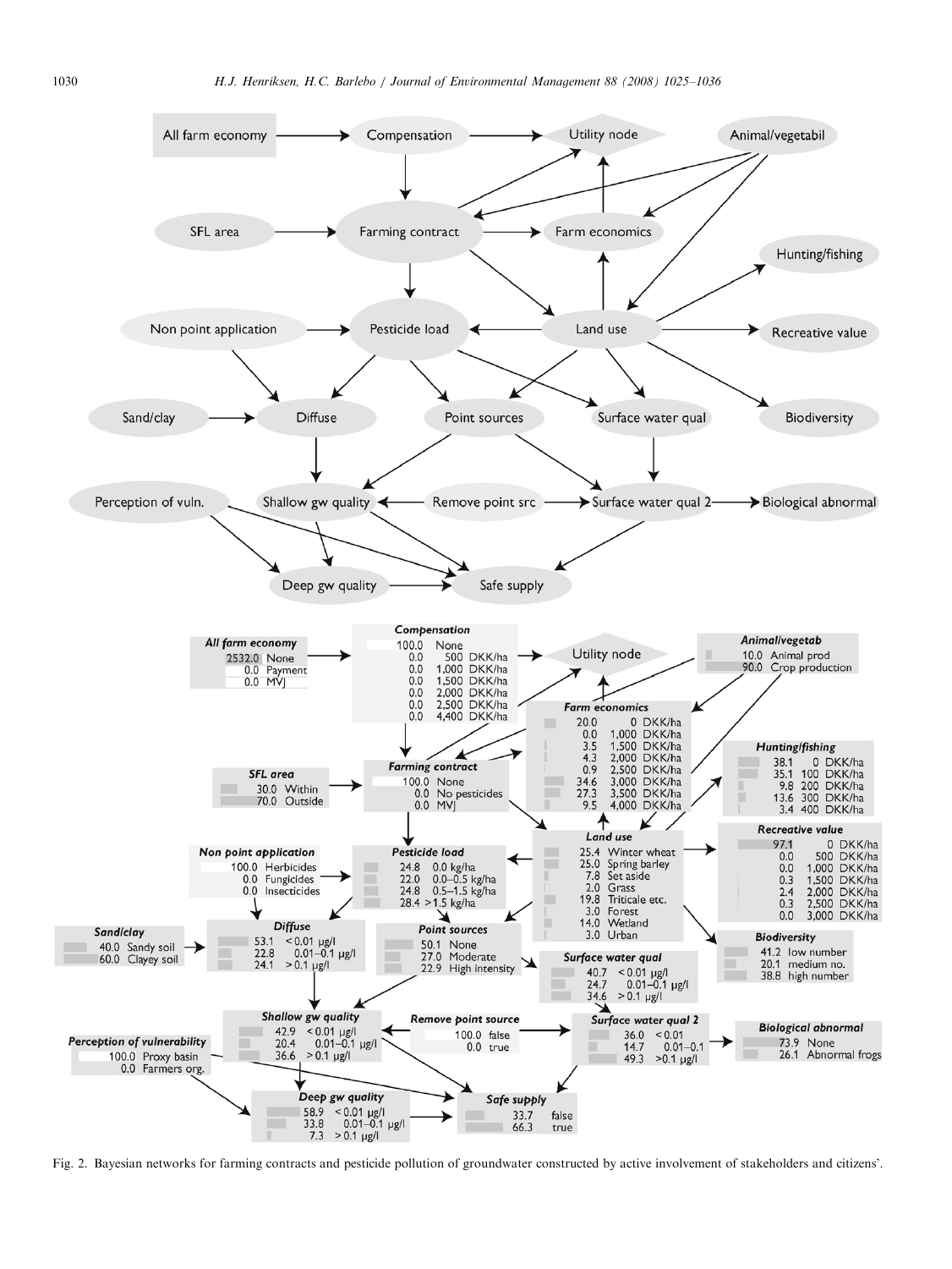Fig. 2. Bayesian networks for farming contracts and pesticide pollution of groundwater constructed by active involvement of stakeholders and citizens'.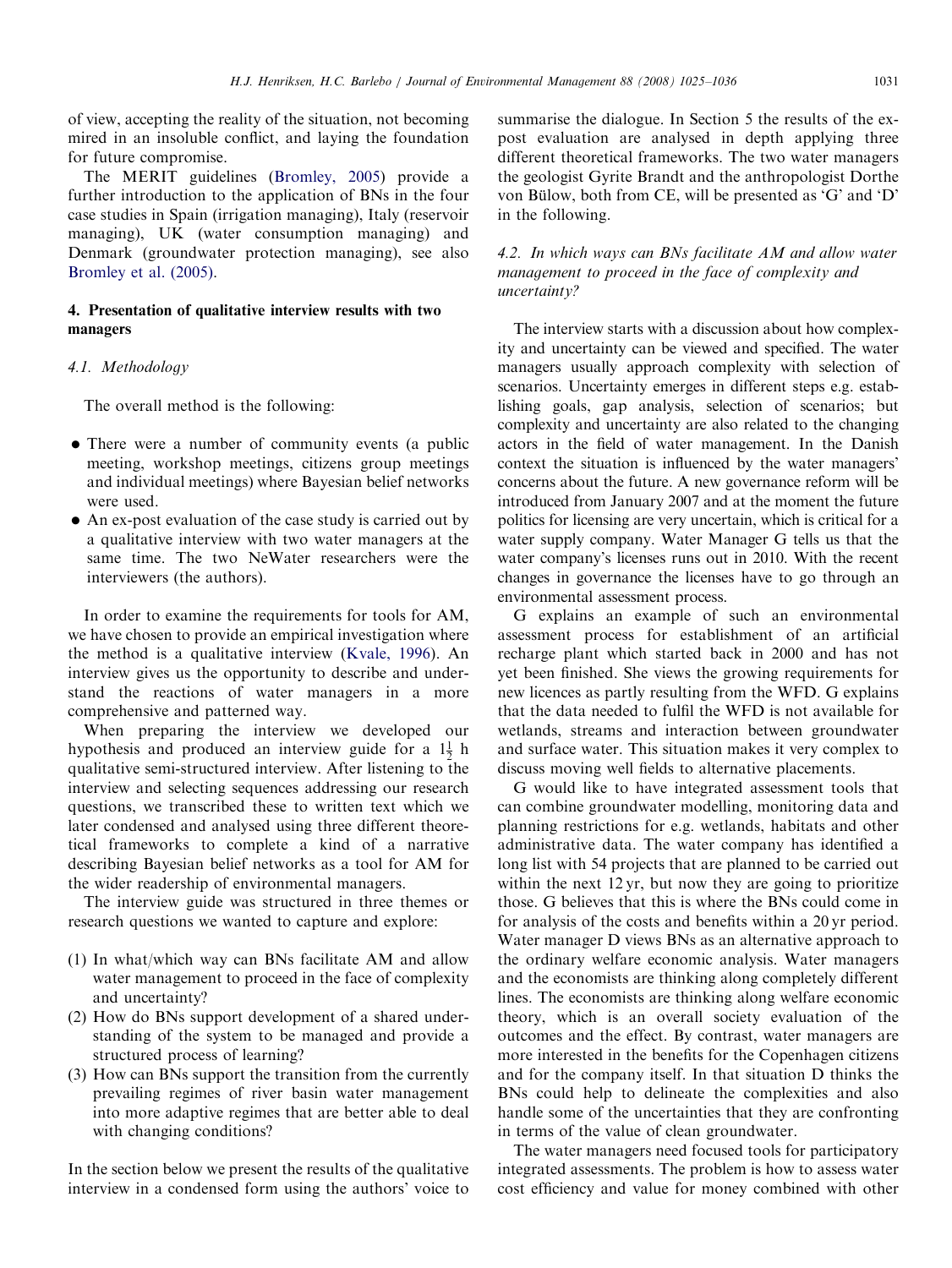of view, accepting the reality of the situation, not becoming mired in an insoluble conflict, and laying the foundation for future compromise.

The MERIT guidelines (Bromley, 2005) provide a further introduction to the application of BNs in the four case studies in Spain (irrigation managing), Italy (reservoir managing), UK (water consumption managing) and Denmark (groundwater protection managing), see also Bromley et al. (2005).

## 4. Presentation of qualitative interview results with two managers

### 4.1. Methodology

The overall method is the following:

- There were a number of community events (a public meeting, workshop meetings, citizens group meetings and individual meetings) where Bayesian belief networks were used.
- An ex-post evaluation of the case study is carried out by a qualitative interview with two water managers at the same time. The two NeWater researchers were the interviewers (the authors).

In order to examine the requirements for tools for AM, we have chosen to provide an empirical investigation where the method is a qualitative interview (Kvale, 1996). An interview gives us the opportunity to describe and understand the reactions of water managers in a more comprehensive and patterned way.

When preparing the interview we developed our hypothesis and produced an interview guide for a $1\frac{1}{2}$ h qualitative semi-structured interview. After listening to the interview and selecting sequences addressing our research questions, we transcribed these to written text which we later condensed and analysed using three different theoretical frameworks to complete a kind of a narrative describing Bayesian belief networks as a tool for AM for the wider readership of environmental managers.

The interview guide was structured in three themes or research questions we wanted to capture and explore:

1. In what/which way can BNs facilitate AM and allow water management to proceed in the face of complexity and uncertainty?
2. How do BNs support development of a shared understanding of the system to be managed and provide a structured process of learning?
3. How can BNs support the transition from the currently prevailing regimes of river basin water management into more adaptive regimes that are better able to deal with changing conditions?

In the section below we present the results of the qualitative interview in a condensed form using the authors' voice to summarise the dialogue. In Section 5 the results of the ex-post evaluation are analysed in depth applying three different theoretical frameworks. The two water managers the geologist Gyrite Brandt and the anthropologist Dorthe von Bülow, both from CE, will be presented as 'G' and 'D' in the following.

### 4.2. In which ways can BNs facilitate AM and allow water management to proceed in the face of complexity and uncertainty?

The interview starts with a discussion about how complexity and uncertainty can be viewed and specified. The water managers usually approach complexity with selection of scenarios. Uncertainty emerges in different steps e.g. establishing goals, gap analysis, selection of scenarios; but complexity and uncertainty are also related to the changing actors in the field of water management. In the Danish context the situation is influenced by the water managers' concerns about the future. A new governance reform will be introduced from January 2007 and at the moment the future politics for licensing are very uncertain, which is critical for a water supply company. Water Manager G tells us that the water company's licenses runs out in 2010. With the recent changes in governance the licenses have to go through an environmental assessment process.

G explains an example of such an environmental assessment process for establishment of an artificial recharge plant which started back in 2000 and has not yet been finished. She views the growing requirements for new licences as partly resulting from the WFD. G explains that the data needed to fulfil the WFD is not available for wetlands, streams and interaction between groundwater and surface water. This situation makes it very complex to discuss moving well fields to alternative placements.

G would like to have integrated assessment tools that can combine groundwater modelling, monitoring data and planning restrictions for e.g. wetlands, habitats and other administrative data. The water company has identified a long list with 54 projects that are planned to be carried out within the next 12 yr, but now they are going to prioritize those. G believes that this is where the BNs could come in for analysis of the costs and benefits within a 20 yr period. Water manager D views BNs as an alternative approach to the ordinary welfare economic analysis. Water managers and the economists are thinking along completely different lines. The economists are thinking along welfare economic theory, which is an overall society evaluation of the outcomes and the effect. By contrast, water managers are more interested in the benefits for the Copenhagen citizens and for the company itself. In that situation D thinks the BNs could help to delineate the complexities and also handle some of the uncertainties that they are confronting in terms of the value of clean groundwater.

The water managers need focused tools for participatory integrated assessments. The problem is how to assess water cost efficiency and value for money combined with other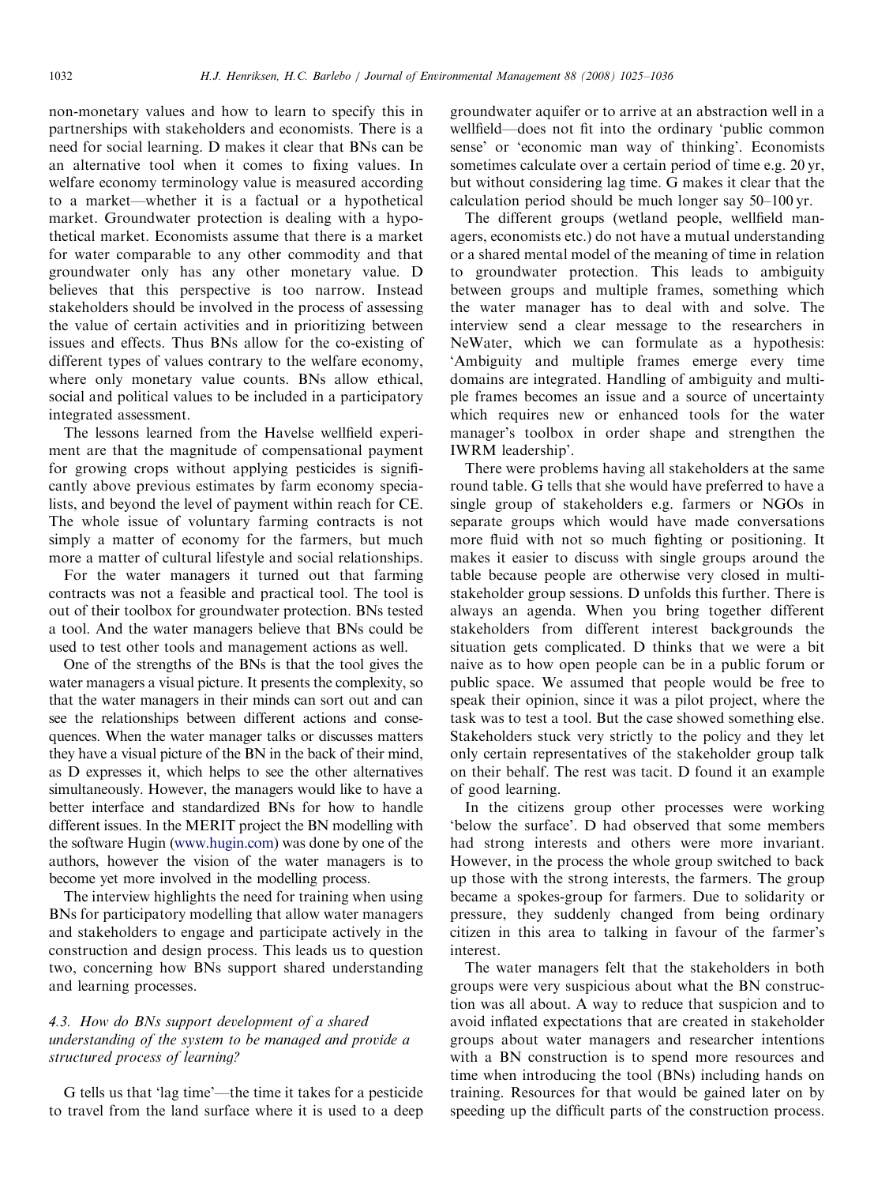non-monetary values and how to learn to specify this in partnerships with stakeholders and economists. There is a need for social learning. D makes it clear that BNs can be an alternative tool when it comes to fixing values. In welfare economy terminology value is measured according to a market—whether it is a factual or a hypothetical market. Groundwater protection is dealing with a hypothetical market. Economists assume that there is a market for water comparable to any other commodity and that groundwater only has any other monetary value. D believes that this perspective is too narrow. Instead stakeholders should be involved in the process of assessing the value of certain activities and in prioritizing between issues and effects. Thus BNs allow for the co-existing of different types of values contrary to the welfare economy, where only monetary value counts. BNs allow ethical, social and political values to be included in a participatory integrated assessment.

The lessons learned from the Havelse wellfield experiment are that the magnitude of compensational payment for growing crops without applying pesticides is significantly above previous estimates by farm economy specialists, and beyond the level of payment within reach for CE. The whole issue of voluntary farming contracts is not simply a matter of economy for the farmers, but much more a matter of cultural lifestyle and social relationships.

For the water managers it turned out that farming contracts was not a feasible and practical tool. The tool is out of their toolbox for groundwater protection. BNs tested a tool. And the water managers believe that BNs could be used to test other tools and management actions as well.

One of the strengths of the BNs is that the tool gives the water managers a visual picture. It presents the complexity, so that the water managers in their minds can sort out and can see the relationships between different actions and consequences. When the water manager talks or discusses matters they have a visual picture of the BN in the back of their mind, as D expresses it, which helps to see the other alternatives simultaneously. However, the managers would like to have a better interface and standardized BNs for how to handle different issues. In the MERIT project the BN modelling with the software Hugin (www.hugin.com) was done by one of the authors, however the vision of the water managers is to become yet more involved in the modelling process.

The interview highlights the need for training when using BNs for participatory modelling that allow water managers and stakeholders to engage and participate actively in the construction and design process. This leads us to question two, concerning how BNs support shared understanding and learning processes.

### 4.3. How do BNs support development of a shared understanding of the system to be managed and provide a structured process of learning?

G tells us that 'lag time'—the time it takes for a pesticide to travel from the land surface where it is used to a deep groundwater aquifer or to arrive at an abstraction well in a wellfield—does not fit into the ordinary 'public common sense' or 'economic man way of thinking'. Economists sometimes calculate over a certain period of time e.g. 20 yr, but without considering lag time. G makes it clear that the calculation period should be much longer say 50–100 yr.

The different groups (wetland people, wellfield managers, economists etc.) do not have a mutual understanding or a shared mental model of the meaning of time in relation to groundwater protection. This leads to ambiguity between groups and multiple frames, something which the water manager has to deal with and solve. The interview send a clear message to the researchers in NeWater, which we can formulate as a hypothesis: 'Ambiguity and multiple frames emerge every time domains are integrated. Handling of ambiguity and multiple frames becomes an issue and a source of uncertainty which requires new or enhanced tools for the water manager's toolbox in order shape and strengthen the IWRM leadership'.

There were problems having all stakeholders at the same round table. G tells that she would have preferred to have a single group of stakeholders e.g. farmers or NGOs in separate groups which would have made conversations more fluid with not so much fighting or positioning. It makes it easier to discuss with single groups around the table because people are otherwise very closed in multi-stakeholder group sessions. D unfolds this further. There is always an agenda. When you bring together different stakeholders from different interest backgrounds the situation gets complicated. D thinks that we were a bit naive as to how open people can be in a public forum or public space. We assumed that people would be free to speak their opinion, since it was a pilot project, where the task was to test a tool. But the case showed something else. Stakeholders stuck very strictly to the policy and they let only certain representatives of the stakeholder group talk on their behalf. The rest was tacit. D found it an example of good learning.

In the citizens group other processes were working 'below the surface'. D had observed that some members had strong interests and others were more invariant. However, in the process the whole group switched to back up those with the strong interests, the farmers. The group became a spokes-group for farmers. Due to solidarity or pressure, they suddenly changed from being ordinary citizen in this area to talking in favour of the farmer's interest.

The water managers felt that the stakeholders in both groups were very suspicious about what the BN construction was all about. A way to reduce that suspicion and to avoid inflated expectations that are created in stakeholder groups about water managers and researcher intentions with a BN construction is to spend more resources and time when introducing the tool (BNs) including hands on training. Resources for that would be gained later on by speeding up the difficult parts of the construction process.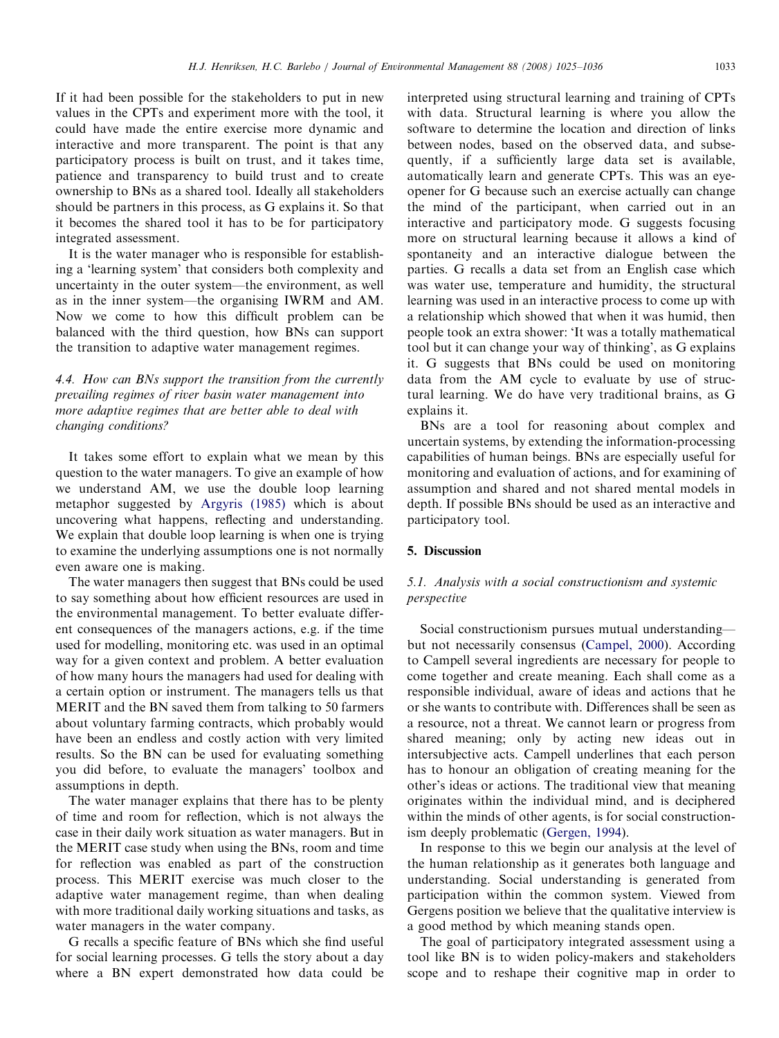If it had been possible for the stakeholders to put in new values in the CPTs and experiment more with the tool, it could have made the entire exercise more dynamic and interactive and more transparent. The point is that any participatory process is built on trust, and it takes time, patience and transparency to build trust and to create ownership to BNs as a shared tool. Ideally all stakeholders should be partners in this process, as G explains it. So that it becomes the shared tool it has to be for participatory integrated assessment.

It is the water manager who is responsible for establishing a 'learning system' that considers both complexity and uncertainty in the outer system—the environment, as well as in the inner system—the organising IWRM and AM. Now we come to how this difficult problem can be balanced with the third question, how BNs can support the transition to adaptive water management regimes.

### 4.4. How can BNs support the transition from the currently prevailing regimes of river basin water management into more adaptive regimes that are better able to deal with changing conditions?

It takes some effort to explain what we mean by this question to the water managers. To give an example of how we understand AM, we use the double loop learning metaphor suggested by Argyris (1985) which is about uncovering what happens, reflecting and understanding. We explain that double loop learning is when one is trying to examine the underlying assumptions one is not normally even aware one is making.

The water managers then suggest that BNs could be used to say something about how efficient resources are used in the environmental management. To better evaluate different consequences of the managers actions, e.g. if the time used for modelling, monitoring etc. was used in an optimal way for a given context and problem. A better evaluation of how many hours the managers had used for dealing with a certain option or instrument. The managers tells us that MERIT and the BN saved them from talking to 50 farmers about voluntary farming contracts, which probably would have been an endless and costly action with very limited results. So the BN can be used for evaluating something you did before, to evaluate the managers' toolbox and assumptions in depth.

The water manager explains that there has to be plenty of time and room for reflection, which is not always the case in their daily work situation as water managers. But in the MERIT case study when using the BNs, room and time for reflection was enabled as part of the construction process. This MERIT exercise was much closer to the adaptive water management regime, than when dealing with more traditional daily working situations and tasks, as water managers in the water company.

G recalls a specific feature of BNs which she find useful for social learning processes. G tells the story about a day where a BN expert demonstrated how data could be interpreted using structural learning and training of CPTs with data. Structural learning is where you allow the software to determine the location and direction of links between nodes, based on the observed data, and subsequently, if a sufficiently large data set is available, automatically learn and generate CPTs. This was an eye-opener for G because such an exercise actually can change the mind of the participant, when carried out in an interactive and participatory mode. G suggests focusing more on structural learning because it allows a kind of spontaneity and an interactive dialogue between the parties. G recalls a data set from an English case which was water use, temperature and humidity, the structural learning was used in an interactive process to come up with a relationship which showed that when it was humid, then people took an extra shower: 'It was a totally mathematical tool but it can change your way of thinking', as G explains it. G suggests that BNs could be used on monitoring data from the AM cycle to evaluate by use of structural learning. We do have very traditional brains, as G explains it.

BNs are a tool for reasoning about complex and uncertain systems, by extending the information-processing capabilities of human beings. BNs are especially useful for monitoring and evaluation of actions, and for examining of assumption and shared and not shared mental models in depth. If possible BNs should be used as an interactive and participatory tool.

## 5. Discussion

### 5.1. Analysis with a social constructionism and systemic perspective

Social constructionism pursues mutual understanding—but not necessarily consensus (Campel, 2000). According to Campell several ingredients are necessary for people to come together and create meaning. Each shall come as a responsible individual, aware of ideas and actions that he or she wants to contribute with. Differences shall be seen as a resource, not a threat. We cannot learn or progress from shared meaning; only by acting new ideas out in intersubjective acts. Campell underlines that each person has to honour an obligation of creating meaning for the other's ideas or actions. The traditional view that meaning originates within the individual mind, and is deciphered within the minds of other agents, is for social constructionism deeply problematic (Gergen, 1994).

In response to this we begin our analysis at the level of the human relationship as it generates both language and understanding. Social understanding is generated from participation within the common system. Viewed from Gergens position we believe that the qualitative interview is a good method by which meaning stands open.

The goal of participatory integrated assessment using a tool like BN is to widen policy-makers and stakeholders scope and to reshape their cognitive map in order to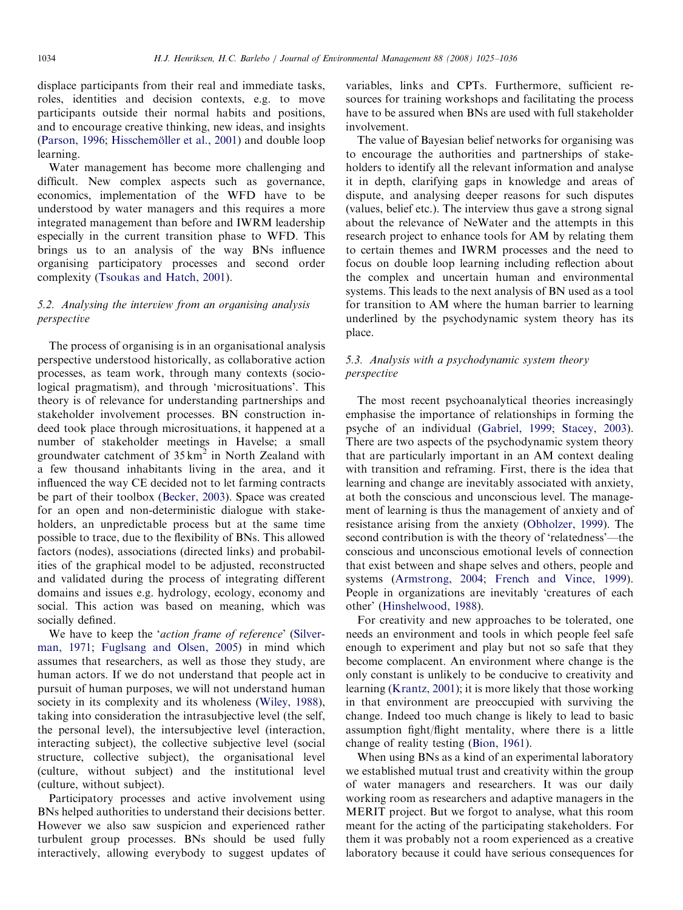displace participants from their real and immediate tasks, roles, identities and decision contexts, e.g. to move participants outside their normal habits and positions, and to encourage creative thinking, new ideas, and insights (Parson, 1996; Hisschemöller et al., 2001) and double loop learning.

Water management has become more challenging and difficult. New complex aspects such as governance, economics, implementation of the WFD have to be understood by water managers and this requires a more integrated management than before and IWRM leadership especially in the current transition phase to WFD. This brings us to an analysis of the way BNs influence organising participatory processes and second order complexity (Tsoukas and Hatch, 2001).

### 5.2. Analysing the interview from an organising analysis perspective

The process of organising is in an organisational analysis perspective understood historically, as collaborative action processes, as team work, through many contexts (sociological pragmatism), and through 'microsituations'. This theory is of relevance for understanding partnerships and stakeholder involvement processes. BN construction indeed took place through microsituations, it happened at a number of stakeholder meetings in Havelse; a small groundwater catchment of 35 km$^2$ in North Zealand with a few thousand inhabitants living in the area, and it influenced the way CE decided not to let farming contracts be part of their toolbox (Becker, 2003). Space was created for an open and non-deterministic dialogue with stakeholders, an unpredictable process but at the same time possible to trace, due to the flexibility of BNs. This allowed factors (nodes), associations (directed links) and probabilities of the graphical model to be adjusted, reconstructed and validated during the process of integrating different domains and issues e.g. hydrology, ecology, economy and social. This action was based on meaning, which was socially defined.

We have to keep the '*action frame of reference*' (Silverman, 1971; Fuglsang and Olsen, 2005) in mind which assumes that researchers, as well as those they study, are human actors. If we do not understand that people act in pursuit of human purposes, we will not understand human society in its complexity and its wholeness (Wiley, 1988), taking into consideration the intrasubjective level (the self, the personal level), the intersubjective level (interaction, interacting subject), the collective subjective level (social structure, collective subject), the organisational level (culture, without subject) and the institutional level (culture, without subject).

Participatory processes and active involvement using BNs helped authorities to understand their decisions better. However we also saw suspicion and experienced rather turbulent group processes. BNs should be used fully interactively, allowing everybody to suggest updates of variables, links and CPTs. Furthermore, sufficient resources for training workshops and facilitating the process have to be assured when BNs are used with full stakeholder involvement.

The value of Bayesian belief networks for organising was to encourage the authorities and partnerships of stakeholders to identify all the relevant information and analyse it in depth, clarifying gaps in knowledge and areas of dispute, and analysing deeper reasons for such disputes (values, belief etc.). The interview thus gave a strong signal about the relevance of NeWater and the attempts in this research project to enhance tools for AM by relating them to certain themes and IWRM processes and the need to focus on double loop learning including reflection about the complex and uncertain human and environmental systems. This leads to the next analysis of BN used as a tool for transition to AM where the human barrier to learning underlined by the psychodynamic system theory has its place.

### 5.3. Analysis with a psychodynamic system theory perspective

The most recent psychoanalytical theories increasingly emphasise the importance of relationships in forming the psyche of an individual (Gabriel, 1999; Stacey, 2003). There are two aspects of the psychodynamic system theory that are particularly important in an AM context dealing with transition and reframing. First, there is the idea that learning and change are inevitably associated with anxiety, at both the conscious and unconscious level. The management of learning is thus the management of anxiety and of resistance arising from the anxiety (Obholzer, 1999). The second contribution is with the theory of 'relatedness'—the conscious and unconscious emotional levels of connection that exist between and shape selves and others, people and systems (Armstrong, 2004; French and Vince, 1999). People in organizations are inevitably 'creatures of each other' (Hinshelwood, 1988).

For creativity and new approaches to be tolerated, one needs an environment and tools in which people feel safe enough to experiment and play but not so safe that they become complacent. An environment where change is the only constant is unlikely to be conducive to creativity and learning (Krantz, 2001); it is more likely that those working in that environment are preoccupied with surviving the change. Indeed too much change is likely to lead to basic assumption fight/flight mentality, where there is a little change of reality testing (Bion, 1961).

When using BNs as a kind of an experimental laboratory we established mutual trust and creativity within the group of water managers and researchers. It was our daily working room as researchers and adaptive managers in the MERIT project. But we forgot to analyse, what this room meant for the acting of the participating stakeholders. For them it was probably not a room experienced as a creative laboratory because it could have serious consequences for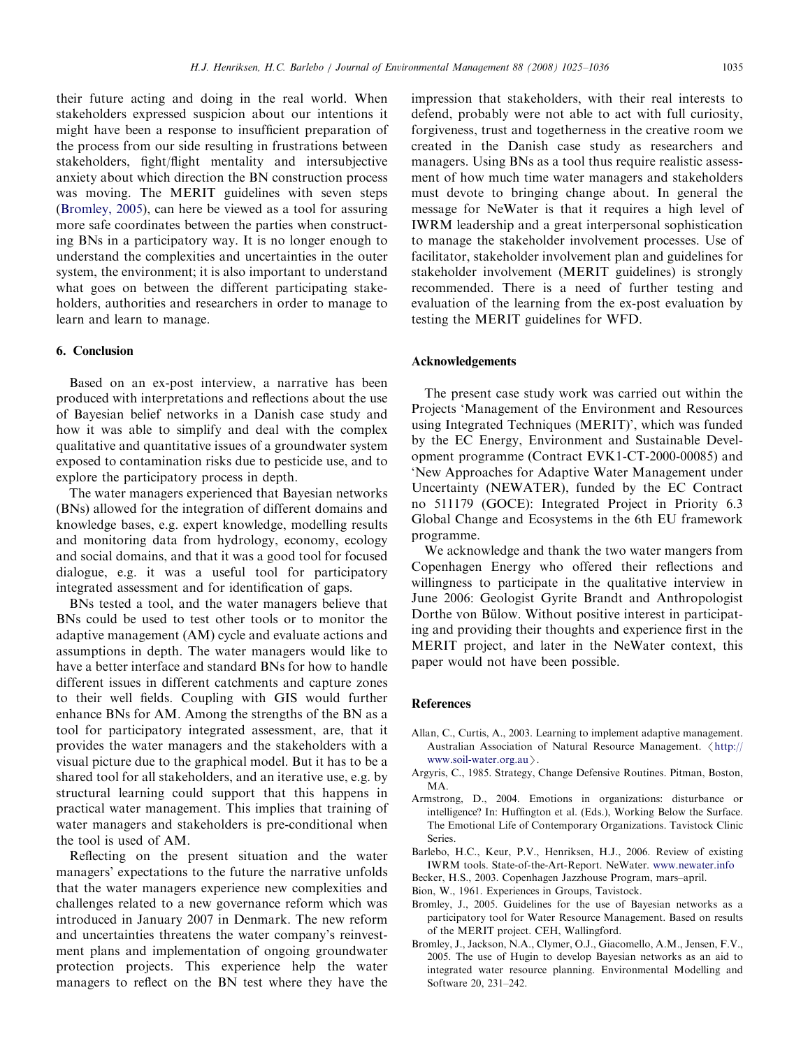their future acting and doing in the real world. When stakeholders expressed suspicion about our intentions it might have been a response to insufficient preparation of the process from our side resulting in frustrations between stakeholders, fight/flight mentality and intersubjective anxiety about which direction the BN construction process was moving. The MERIT guidelines with seven steps (Bromley, 2005), can here be viewed as a tool for assuring more safe coordinates between the parties when constructing BNs in a participatory way. It is no longer enough to understand the complexities and uncertainties in the outer system, the environment; it is also important to understand what goes on between the different participating stakeholders, authorities and researchers in order to manage to learn and learn to manage.

## 6. Conclusion

Based on an ex-post interview, a narrative has been produced with interpretations and reflections about the use of Bayesian belief networks in a Danish case study and how it was able to simplify and deal with the complex qualitative and quantitative issues of a groundwater system exposed to contamination risks due to pesticide use, and to explore the participatory process in depth.

The water managers experienced that Bayesian networks (BNs) allowed for the integration of different domains and knowledge bases, e.g. expert knowledge, modelling results and monitoring data from hydrology, economy, ecology and social domains, and that it was a good tool for focused dialogue, e.g. it was a useful tool for participatory integrated assessment and for identification of gaps.

BNs tested a tool, and the water managers believe that BNs could be used to test other tools or to monitor the adaptive management (AM) cycle and evaluate actions and assumptions in depth. The water managers would like to have a better interface and standard BNs for how to handle different issues in different catchments and capture zones to their well fields. Coupling with GIS would further enhance BNs for AM. Among the strengths of the BN as a tool for participatory integrated assessment, are, that it provides the water managers and the stakeholders with a visual picture due to the graphical model. But it has to be a shared tool for all stakeholders, and an iterative use, e.g. by structural learning could support that this happens in practical water management. This implies that training of water managers and stakeholders is pre-conditional when the tool is used of AM.

Reflecting on the present situation and the water managers' expectations to the future the narrative unfolds that the water managers experience new complexities and challenges related to a new governance reform which was introduced in January 2007 in Denmark. The new reform and uncertainties threatens the water company's reinvestment plans and implementation of ongoing groundwater protection projects. This experience help the water managers to reflect on the BN test where they have the impression that stakeholders, with their real interests to defend, probably were not able to act with full curiosity, forgiveness, trust and togetherness in the creative room we created in the Danish case study as researchers and managers. Using BNs as a tool thus require realistic assessment of how much time water managers and stakeholders must devote to bringing change about. In general the message for NeWater is that it requires a high level of IWRM leadership and a great interpersonal sophistication to manage the stakeholder involvement processes. Use of facilitator, stakeholder involvement plan and guidelines for stakeholder involvement (MERIT guidelines) is strongly recommended. There is a need of further testing and evaluation of the learning from the ex-post evaluation by testing the MERIT guidelines for WFD.

## Acknowledgements

The present case study work was carried out within the Projects 'Management of the Environment and Resources using Integrated Techniques (MERIT)', which was funded by the EC Energy, Environment and Sustainable Development programme (Contract EVK1-CT-2000-00085) and 'New Approaches for Adaptive Water Management under Uncertainty (NEWATER), funded by the EC Contract no 511179 (GOCE): Integrated Project in Priority 6.3 Global Change and Ecosystems in the 6th EU framework programme.

We acknowledge and thank the two water mangers from Copenhagen Energy who offered their reflections and willingness to participate in the qualitative interview in June 2006: Geologist Gyrite Brandt and Anthropologist Dorthe von Bülow. Without positive interest in participating and providing their thoughts and experience first in the MERIT project, and later in the NeWater context, this paper would not have been possible.

## References

Allan, C., Curtis, A., 2003. Learning to implement adaptive management. Australian Association of Natural Resource Management. ⟨http://www.soil-water.org.au⟩.

Argyris, C., 1985. Strategy, Change Defensive Routines. Pitman, Boston, MA.

Armstrong, D., 2004. Emotions in organizations: disturbance or intelligence? In: Huffington et al. (Eds.), Working Below the Surface. The Emotional Life of Contemporary Organizations. Tavistock Clinic Series.

Barlebo, H.C., Keur, P.V., Henriksen, H.J., 2006. Review of existing IWRM tools. State-of-the-Art-Report. NeWater. www.newater.info

Becker, H.S., 2003. Copenhagen Jazzhouse Program, mars–april.

Bion, W., 1961. Experiences in Groups, Tavistock.

Bromley, J., 2005. Guidelines for the use of Bayesian networks as a participatory tool for Water Resource Management. Based on results of the MERIT project. CEH, Wallingford.

Bromley, J., Jackson, N.A., Clymer, O.J., Giacomello, A.M., Jensen, F.V., 2005. The use of Hugin to develop Bayesian networks as an aid to integrated water resource planning. Environmental Modelling and Software 20, 231–242.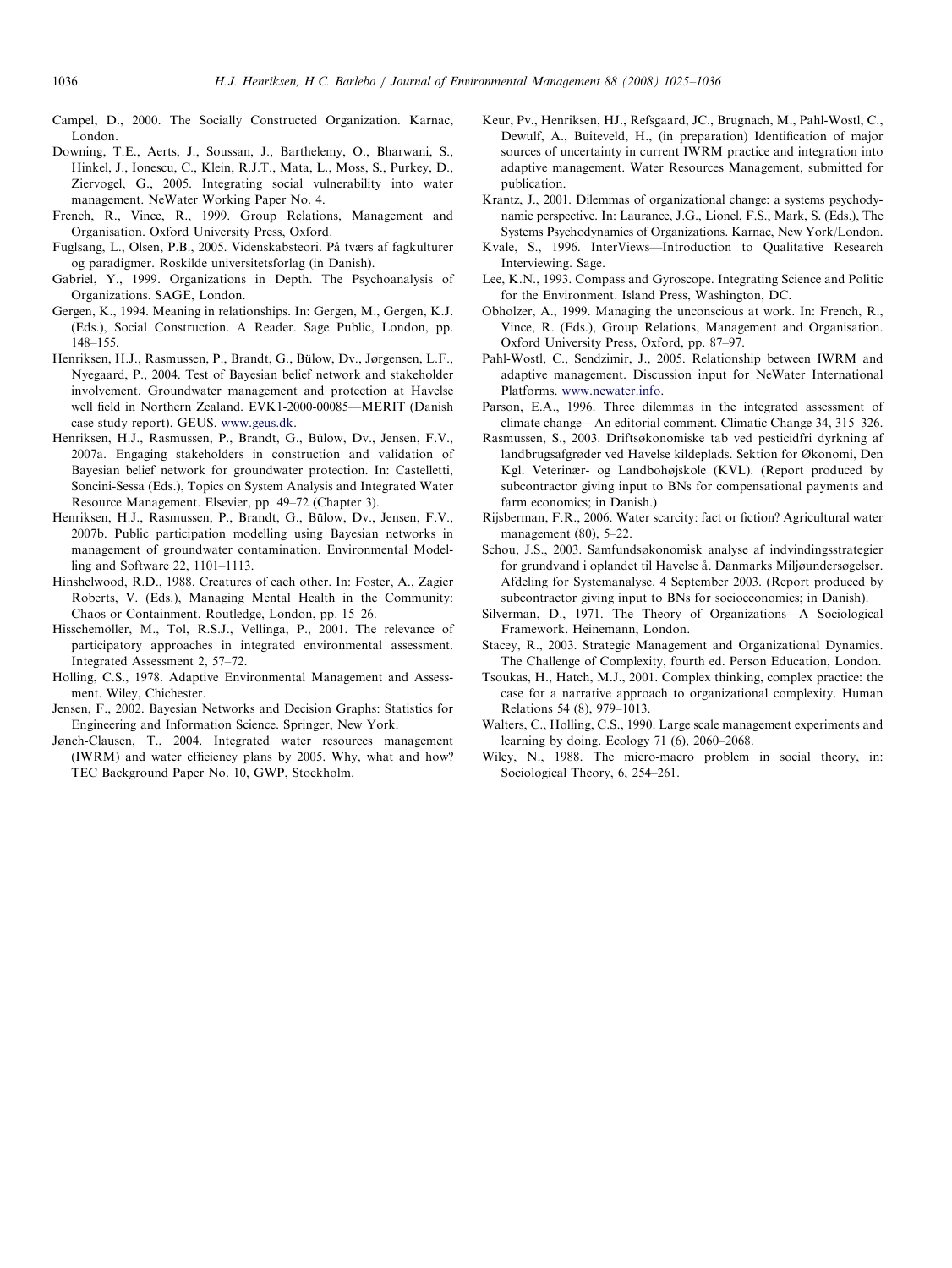Campel, D., 2000. The Socially Constructed Organization. Karnac, London.

Downing, T.E., Aerts, J., Soussan, J., Barthelemy, O., Bharwani, S., Hinkel, J., Ionescu, C., Klein, R.J.T., Mata, L., Moss, S., Purkey, D., Ziervogel, G., 2005. Integrating social vulnerability into water management. NeWater Working Paper No. 4.

French, R., Vince, R., 1999. Group Relations, Management and Organisation. Oxford University Press, Oxford.

Fuglsang, L., Olsen, P.B., 2005. Videnskabsteori. På tværs af fagkulturer og paradigmer. Roskilde universitetsforlag (in Danish).

Gabriel, Y., 1999. Organizations in Depth. The Psychoanalysis of Organizations. SAGE, London.

Gergen, K., 1994. Meaning in relationships. In: Gergen, M., Gergen, K.J. (Eds.), Social Construction. A Reader. Sage Public, London, pp. 148–155.

Henriksen, H.J., Rasmussen, P., Brandt, G., Bülow, Dv., Jørgensen, L.F., Nyegaard, P., 2004. Test of Bayesian belief network and stakeholder involvement. Groundwater management and protection at Havelse well field in Northern Zealand. EVK1-2000-00085—MERIT (Danish case study report). GEUS. www.geus.dk.

Henriksen, H.J., Rasmussen, P., Brandt, G., Bülow, Dv., Jensen, F.V., 2007a. Engaging stakeholders in construction and validation of Bayesian belief network for groundwater protection. In: Castelletti, Soncini-Sessa (Eds.), Topics on System Analysis and Integrated Water Resource Management. Elsevier, pp. 49–72 (Chapter 3).

Henriksen, H.J., Rasmussen, P., Brandt, G., Bülow, Dv., Jensen, F.V., 2007b. Public participation modelling using Bayesian networks in management of groundwater contamination. Environmental Modelling and Software 22, 1101–1113.

Hinshelwood, R.D., 1988. Creatures of each other. In: Foster, A., Zagier Roberts, V. (Eds.), Managing Mental Health in the Community: Chaos or Containment. Routledge, London, pp. 15–26.

Hisschemöller, M., Tol, R.S.J., Vellinga, P., 2001. The relevance of participatory approaches in integrated environmental assessment. Integrated Assessment 2, 57–72.

Holling, C.S., 1978. Adaptive Environmental Management and Assessment. Wiley, Chichester.

Jensen, F., 2002. Bayesian Networks and Decision Graphs: Statistics for Engineering and Information Science. Springer, New York.

Jønch-Clausen, T., 2004. Integrated water resources management (IWRM) and water efficiency plans by 2005. Why, what and how? TEC Background Paper No. 10, GWP, Stockholm.

Keur, Pv., Henriksen, HJ., Refsgaard, JC., Brugnach, M., Pahl-Wostl, C., Dewulf, A., Buiteveld, H., (in preparation) Identification of major sources of uncertainty in current IWRM practice and integration into adaptive management. Water Resources Management, submitted for publication.

Krantz, J., 2001. Dilemmas of organizational change: a systems psychodynamic perspective. In: Laurance, J.G., Lionel, F.S., Mark, S. (Eds.), The Systems Psychodynamics of Organizations. Karnac, New York/London.

Kvale, S., 1996. InterViews—Introduction to Qualitative Research Interviewing. Sage.

Lee, K.N., 1993. Compass and Gyroscope. Integrating Science and Politic for the Environment. Island Press, Washington, DC.

Obholzer, A., 1999. Managing the unconscious at work. In: French, R., Vince, R. (Eds.), Group Relations, Management and Organisation. Oxford University Press, Oxford, pp. 87–97.

Pahl-Wostl, C., Sendzimir, J., 2005. Relationship between IWRM and adaptive management. Discussion input for NeWater International Platforms. www.newater.info.

Parson, E.A., 1996. Three dilemmas in the integrated assessment of climate change—An editorial comment. Climatic Change 34, 315–326.

Rasmussen, S., 2003. Driftsøkonomiske tab ved pesticidfri dyrkning af landbrugsafgrøder ved Havelse kildeplads. Sektion for Økonomi, Den Kgl. Veterinær- og Landbohøjskole (KVL). (Report produced by subcontractor giving input to BNs for compensational payments and farm economics; in Danish.)

Rijsberman, F.R., 2006. Water scarcity: fact or fiction? Agricultural water management (80), 5–22.

Schou, J.S., 2003. Samfundsøkonomisk analyse af indvindingsstrategier for grundvand i oplandet til Havelse å. Danmarks Miljøundersøgelser. Afdeling for Systemanalyse. 4 September 2003. (Report produced by subcontractor giving input to BNs for socioeconomics; in Danish).

Silverman, D., 1971. The Theory of Organizations—A Sociological Framework. Heinemann, London.

Stacey, R., 2003. Strategic Management and Organizational Dynamics. The Challenge of Complexity, fourth ed. Person Education, London.

Tsoukas, H., Hatch, M.J., 2001. Complex thinking, complex practice: the case for a narrative approach to organizational complexity. Human Relations 54 (8), 979–1013.

Walters, C., Holling, C.S., 1990. Large scale management experiments and learning by doing. Ecology 71 (6), 2060–2068.

Wiley, N., 1988. The micro-macro problem in social theory, in: Sociological Theory, 6, 254–261.